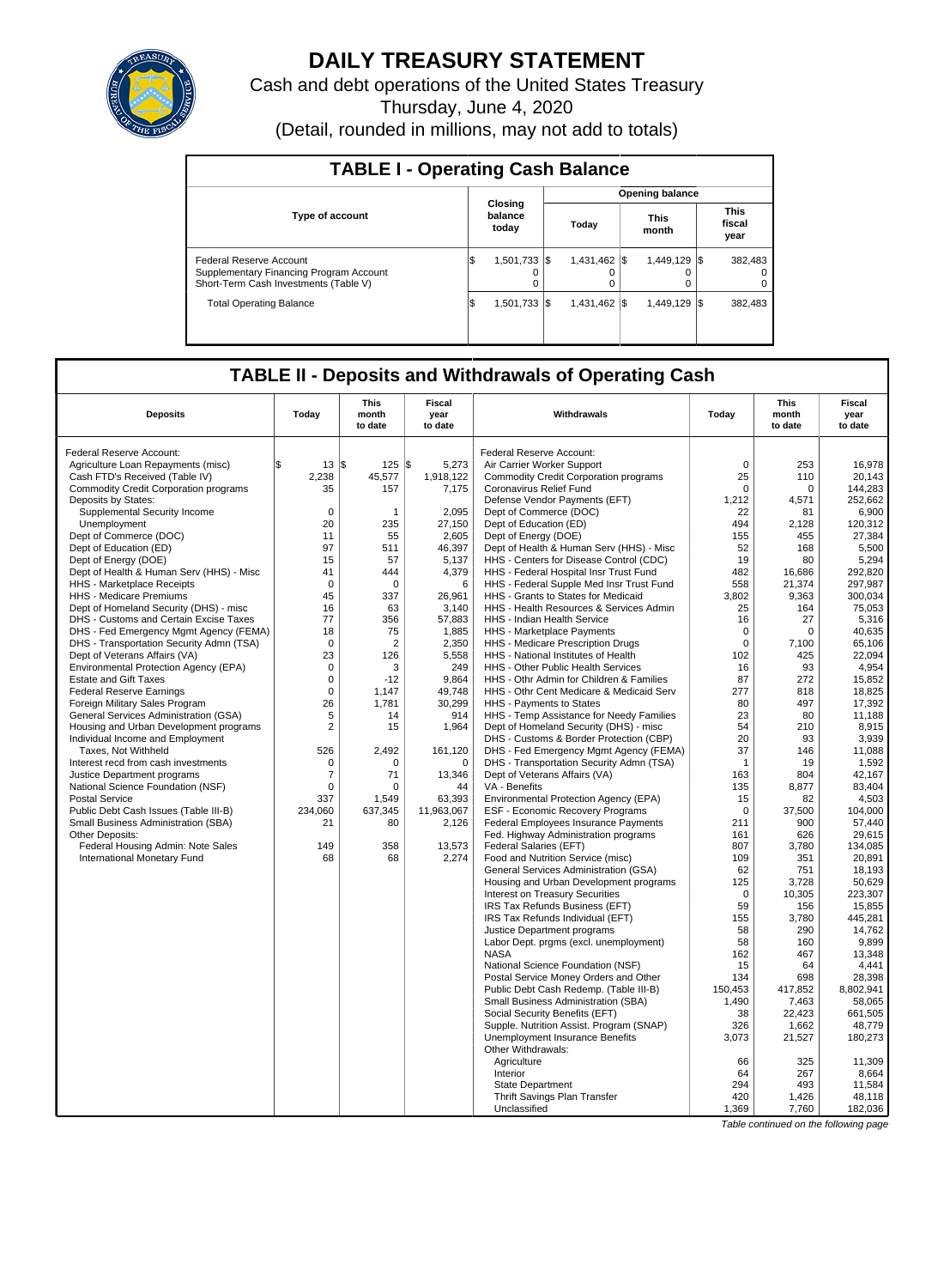# DAILY TREASURY STATEMENT

Cash and debt operations of the United States Treasury

Thursday, June 4, 2020

(Detail, rounded in millions, may not add to totals)

## TABLE I - Operating Cash Balance

| Type of account | Closing balance today | Opening balance Today | Opening balance This month | Opening balance This fiscal year |
|---|---|---|---|---|
| Federal Reserve Account | $ 1,501,733 | $ 1,431,462 | $ 1,449,129 | $ 382,483 |
| Supplementary Financing Program Account | 0 | 0 | 0 | 0 |
| Short-Term Cash Investments (Table V) | 0 | 0 | 0 | 0 |
| Total Operating Balance | $ 1,501,733 | $ 1,431,462 | $ 1,449,129 | $ 382,483 |

## TABLE II - Deposits and Withdrawals of Operating Cash

| Deposits | Today | This month to date | Fiscal year to date | Withdrawals | Today | This month to date | Fiscal year to date |
|---|---|---|---|---|---|---|---|
| Federal Reserve Account: | | | | Federal Reserve Account: | | | |
| Agriculture Loan Repayments (misc) | $ 13 | $ 125 | $ 5,273 | Air Carrier Worker Support | 0 | 253 | 16,978 |
| Cash FTD's Received (Table IV) | 2,238 | 45,577 | 1,918,122 | Commodity Credit Corporation programs | 25 | 110 | 20,143 |
| Commodity Credit Corporation programs | 35 | 157 | 7,175 | Coronavirus Relief Fund | 0 | 0 | 144,283 |
| Deposits by States: | | | | Defense Vendor Payments (EFT) | 1,212 | 4,571 | 252,662 |
| Supplemental Security Income | 0 | 1 | 2,095 | Dept of Commerce (DOC) | 22 | 81 | 6,900 |
| Unemployment | 20 | 235 | 27,150 | Dept of Education (ED) | 494 | 2,128 | 120,312 |
| Dept of Commerce (DOC) | 11 | 55 | 2,605 | Dept of Energy (DOE) | 155 | 455 | 27,384 |
| Dept of Education (ED) | 97 | 511 | 46,397 | Dept of Health & Human Serv (HHS) - Misc | 52 | 168 | 5,500 |
| Dept of Energy (DOE) | 15 | 57 | 5,137 | HHS - Centers for Disease Control (CDC) | 19 | 80 | 5,294 |
| Dept of Health & Human Serv (HHS) - Misc | 41 | 444 | 4,379 | HHS - Federal Hospital Insr Trust Fund | 482 | 16,686 | 292,820 |
| HHS - Marketplace Receipts | 0 | 0 | 6 | HHS - Federal Supple Med Insr Trust Fund | 558 | 21,374 | 297,987 |
| HHS - Medicare Premiums | 45 | 337 | 26,961 | HHS - Grants to States for Medicaid | 3,802 | 9,363 | 300,034 |
| Dept of Homeland Security (DHS) - misc | 16 | 63 | 3,140 | HHS - Health Resources & Services Admin | 25 | 164 | 75,053 |
| DHS - Customs and Certain Excise Taxes | 77 | 356 | 57,883 | HHS - Indian Health Service | 16 | 27 | 5,316 |
| DHS - Fed Emergency Mgmt Agency (FEMA) | 18 | 75 | 1,885 | HHS - Marketplace Payments | 0 | 0 | 40,635 |
| DHS - Transportation Security Admn (TSA) | 0 | 2 | 2,350 | HHS - Medicare Prescription Drugs | 0 | 7,100 | 65,106 |
| Dept of Veterans Affairs (VA) | 23 | 126 | 5,558 | HHS - National Institutes of Health | 102 | 425 | 22,094 |
| Environmental Protection Agency (EPA) | 0 | 3 | 249 | HHS - Other Public Health Services | 16 | 93 | 4,954 |
| Estate and Gift Taxes | 0 | -12 | 9,864 | HHS - Othr Admin for Children & Families | 87 | 272 | 15,852 |
| Federal Reserve Earnings | 0 | 1,147 | 49,748 | HHS - Othr Cent Medicare & Medicaid Serv | 277 | 818 | 18,825 |
| Foreign Military Sales Program | 26 | 1,781 | 30,299 | HHS - Payments to States | 80 | 497 | 17,392 |
| General Services Administration (GSA) | 5 | 14 | 914 | HHS - Temp Assistance for Needy Families | 23 | 80 | 11,188 |
| Housing and Urban Development programs | 2 | 15 | 1,964 | Dept of Homeland Security (DHS) - misc | 54 | 210 | 8,915 |
| Individual Income and Employment | | | | DHS - Customs & Border Protection (CBP) | 20 | 93 | 3,939 |
| Taxes, Not Withheld | 526 | 2,492 | 161,120 | DHS - Fed Emergency Mgmt Agency (FEMA) | 37 | 146 | 11,088 |
| Interest recd from cash investments | 0 | 0 | 0 | DHS - Transportation Security Admn (TSA) | 1 | 19 | 1,592 |
| Justice Department programs | 7 | 71 | 13,346 | Dept of Veterans Affairs (VA) | 163 | 804 | 42,167 |
| National Science Foundation (NSF) | 0 | 0 | 44 | VA - Benefits | 135 | 8,877 | 83,404 |
| Postal Service | 337 | 1,549 | 63,393 | Environmental Protection Agency (EPA) | 15 | 82 | 4,503 |
| Public Debt Cash Issues (Table III-B) | 234,060 | 637,345 | 11,963,067 | ESF - Economic Recovery Programs | 0 | 37,500 | 104,000 |
| Small Business Administration (SBA) | 21 | 80 | 2,126 | Federal Employees Insurance Payments | 211 | 900 | 57,440 |
| Other Deposits: | | | | Fed. Highway Administration programs | 161 | 626 | 29,615 |
| Federal Housing Admin: Note Sales | 149 | 358 | 13,573 | Federal Salaries (EFT) | 807 | 3,780 | 134,085 |
| International Monetary Fund | 68 | 68 | 2,274 | Food and Nutrition Service (misc) | 109 | 351 | 20,891 |
| | | | | General Services Administration (GSA) | 62 | 751 | 18,193 |
| | | | | Housing and Urban Development programs | 125 | 3,728 | 50,629 |
| | | | | Interest on Treasury Securities | 0 | 10,305 | 223,307 |
| | | | | IRS Tax Refunds Business (EFT) | 59 | 156 | 15,855 |
| | | | | IRS Tax Refunds Individual (EFT) | 155 | 3,780 | 445,281 |
| | | | | Justice Department programs | 58 | 290 | 14,762 |
| | | | | Labor Dept. prgms (excl. unemployment) | 58 | 160 | 9,899 |
| | | | | NASA | 162 | 467 | 13,348 |
| | | | | National Science Foundation (NSF) | 15 | 64 | 4,441 |
| | | | | Postal Service Money Orders and Other | 134 | 698 | 28,398 |
| | | | | Public Debt Cash Redemp. (Table III-B) | 150,453 | 417,852 | 8,802,941 |
| | | | | Small Business Administration (SBA) | 1,490 | 7,463 | 58,065 |
| | | | | Social Security Benefits (EFT) | 38 | 22,423 | 661,505 |
| | | | | Supple. Nutrition Assist. Program (SNAP) | 326 | 1,662 | 48,779 |
| | | | | Unemployment Insurance Benefits | 3,073 | 21,527 | 180,273 |
| | | | | Other Withdrawals: | | | |
| | | | | Agriculture | 66 | 325 | 11,309 |
| | | | | Interior | 64 | 267 | 8,664 |
| | | | | State Department | 294 | 493 | 11,584 |
| | | | | Thrift Savings Plan Transfer | 420 | 1,426 | 48,118 |
| | | | | Unclassified | 1,369 | 7,760 | 182,036 |

*Table continued on the following page*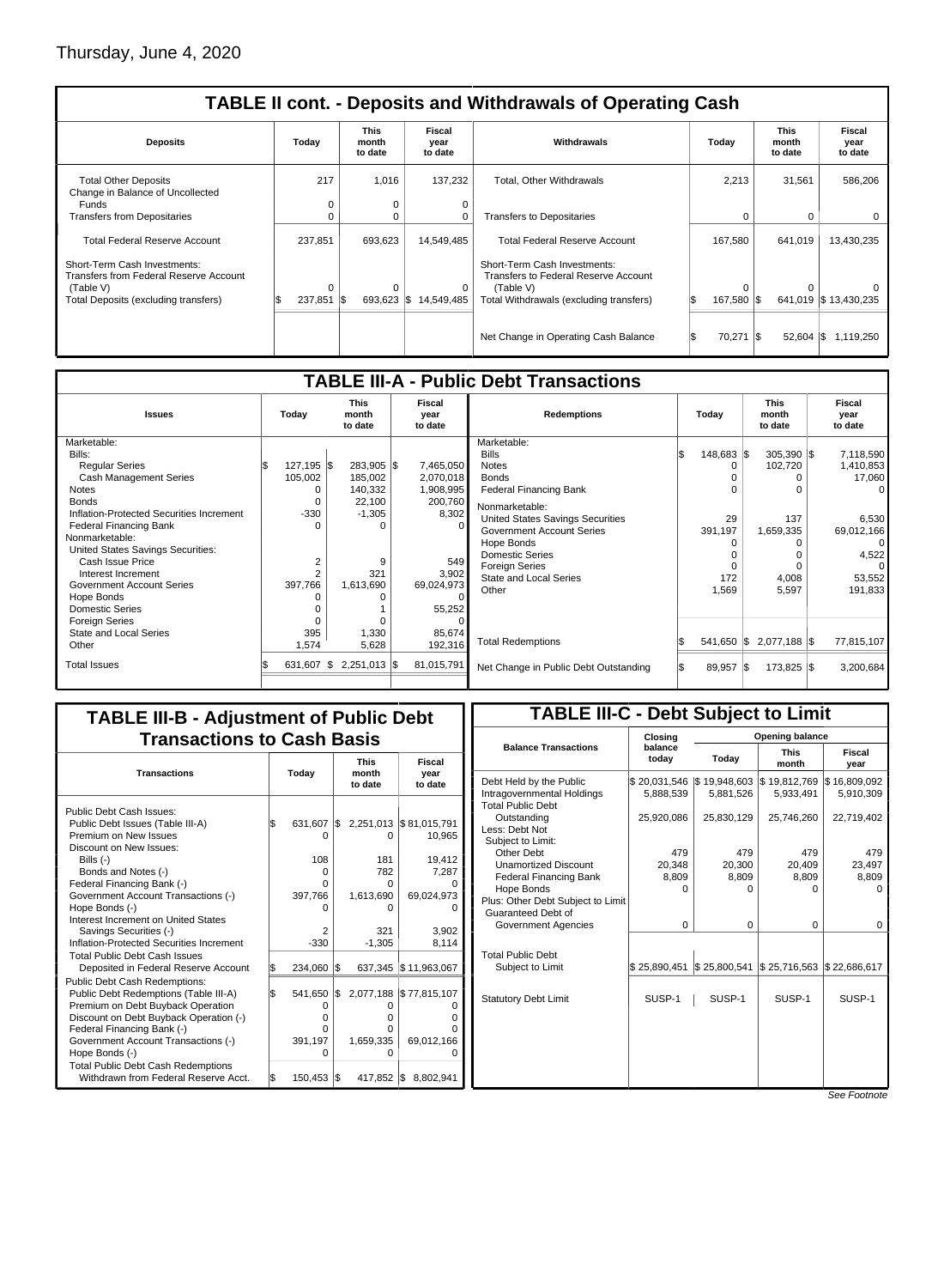Thursday, June 4, 2020

## TABLE II cont. - Deposits and Withdrawals of Operating Cash

| Deposits | Today | This month to date | Fiscal year to date | Withdrawals | Today | This month to date | Fiscal year to date |
|---|---|---|---|---|---|---|---|
| Total Other Deposits | 217 | 1,016 | 137,232 | Total, Other Withdrawals | 2,213 | 31,561 | 586,206 |
| Change in Balance of Uncollected Funds | 0 | 0 | 0 | | | | |
| Transfers from Depositaries | 0 | 0 | 0 | Transfers to Depositaries | 0 | 0 | 0 |
| Total Federal Reserve Account | 237,851 | 693,623 | 14,549,485 | Total Federal Reserve Account | 167,580 | 641,019 | 13,430,235 |
| Short-Term Cash Investments: Transfers from Federal Reserve Account (Table V) | 0 | 0 | 0 | Short-Term Cash Investments: Transfers to Federal Reserve Account (Table V) | 0 | 0 | 0 |
| Total Deposits (excluding transfers) | $ 237,851 | $ 693,623 | $ 14,549,485 | Total Withdrawals (excluding transfers) | $ 167,580 | $ 641,019 | $ 13,430,235 |
| | | | | Net Change in Operating Cash Balance | $ 70,271 | $ 52,604 | $ 1,119,250 |

## TABLE III-A - Public Debt Transactions

| Issues | Today | This month to date | Fiscal year to date | Redemptions | Today | This month to date | Fiscal year to date |
|---|---|---|---|---|---|---|---|
| Marketable: | | | | Marketable: | | | |
| Bills: | | | | Bills | $ 148,683 | $ 305,390 | $ 7,118,590 |
| Regular Series | $ 127,195 | $ 283,905 | $ 7,465,050 | Notes | 0 | 102,720 | 1,410,853 |
| Cash Management Series | 105,002 | 185,002 | 2,070,018 | Bonds | 0 | 0 | 17,060 |
| Notes | 0 | 140,332 | 1,908,995 | Federal Financing Bank | 0 | 0 | 0 |
| Bonds | 0 | 22,100 | 200,760 | Nonmarketable: | | | |
| Inflation-Protected Securities Increment | -330 | -1,305 | 8,302 | United States Savings Securities | 29 | 137 | 6,530 |
| Federal Financing Bank | 0 | 0 | 0 | Government Account Series | 391,197 | 1,659,335 | 69,012,166 |
| Nonmarketable: | | | | Hope Bonds | 0 | 0 | 0 |
| United States Savings Securities: | | | | Domestic Series | 0 | 0 | 4,522 |
| Cash Issue Price | 2 | 9 | 549 | Foreign Series | 0 | 0 | 0 |
| Interest Increment | 2 | 321 | 3,902 | State and Local Series | 172 | 4,008 | 53,552 |
| Government Account Series | 397,766 | 1,613,690 | 69,024,973 | Other | 1,569 | 5,597 | 191,833 |
| Hope Bonds | 0 | 0 | 0 | | | | |
| Domestic Series | 0 | 1 | 55,252 | | | | |
| Foreign Series | 0 | 0 | 0 | | | | |
| State and Local Series | 395 | 1,330 | 85,674 | | | | |
| Other | 1,574 | 5,628 | 192,316 | Total Redemptions | $ 541,650 | $ 2,077,188 | $ 77,815,107 |
| Total Issues | $ 631,607 | $ 2,251,013 | $ 81,015,791 | Net Change in Public Debt Outstanding | $ 89,957 | $ 173,825 | $ 3,200,684 |

## TABLE III-B - Adjustment of Public Debt Transactions to Cash Basis

| Transactions | Today | This month to date | Fiscal year to date |
|---|---|---|---|
| Public Debt Cash Issues: | | | |
| Public Debt Issues (Table III-A) | $ 631,607 | $ 2,251,013 | $ 81,015,791 |
| Premium on New Issues | 0 | 0 | 10,965 |
| Discount on New Issues: | | | |
| Bills (-) | 108 | 181 | 19,412 |
| Bonds and Notes (-) | 0 | 782 | 7,287 |
| Federal Financing Bank (-) | 0 | 0 | 0 |
| Government Account Transactions (-) | 397,766 | 1,613,690 | 69,024,973 |
| Hope Bonds (-) | 0 | 0 | 0 |
| Interest Increment on United States Savings Securities (-) | 2 | 321 | 3,902 |
| Inflation-Protected Securities Increment | -330 | -1,305 | 8,114 |
| Total Public Debt Cash Issues Deposited in Federal Reserve Account | $ 234,060 | $ 637,345 | $ 11,963,067 |
| Public Debt Cash Redemptions: | | | |
| Public Debt Redemptions (Table III-A) | $ 541,650 | $ 2,077,188 | $ 77,815,107 |
| Premium on Debt Buyback Operation | 0 | 0 | 0 |
| Discount on Debt Buyback Operation (-) | 0 | 0 | 0 |
| Federal Financing Bank (-) | 0 | 0 | 0 |
| Government Account Transactions (-) | 391,197 | 1,659,335 | 69,012,166 |
| Hope Bonds (-) | 0 | 0 | 0 |
| Total Public Debt Cash Redemptions Withdrawn from Federal Reserve Acct. | $ 150,453 | $ 417,852 | $ 8,802,941 |

## TABLE III-C - Debt Subject to Limit

| Balance Transactions | Closing balance today | Opening balance Today | Opening balance This month | Opening balance Fiscal year |
|---|---|---|---|---|
| Debt Held by the Public | $ 20,031,546 | $ 19,948,603 | $ 19,812,769 | $ 16,809,092 |
| Intragovernmental Holdings | 5,888,539 | 5,881,526 | 5,933,491 | 5,910,309 |
| Total Public Debt Outstanding | 25,920,086 | 25,830,129 | 25,746,260 | 22,719,402 |
| Less: Debt Not Subject to Limit: | | | | |
| Other Debt | 479 | 479 | 479 | 479 |
| Unamortized Discount | 20,348 | 20,300 | 20,409 | 23,497 |
| Federal Financing Bank | 8,809 | 8,809 | 8,809 | 8,809 |
| Hope Bonds | 0 | 0 | 0 | 0 |
| Plus: Other Debt Subject to Limit Guaranteed Debt of Government Agencies | 0 | 0 | 0 | 0 |
| Total Public Debt Subject to Limit | $ 25,890,451 | $ 25,800,541 | $ 25,716,563 | $ 22,686,617 |
| Statutory Debt Limit | SUSP-1 | SUSP-1 | SUSP-1 | SUSP-1 |

*See Footnote*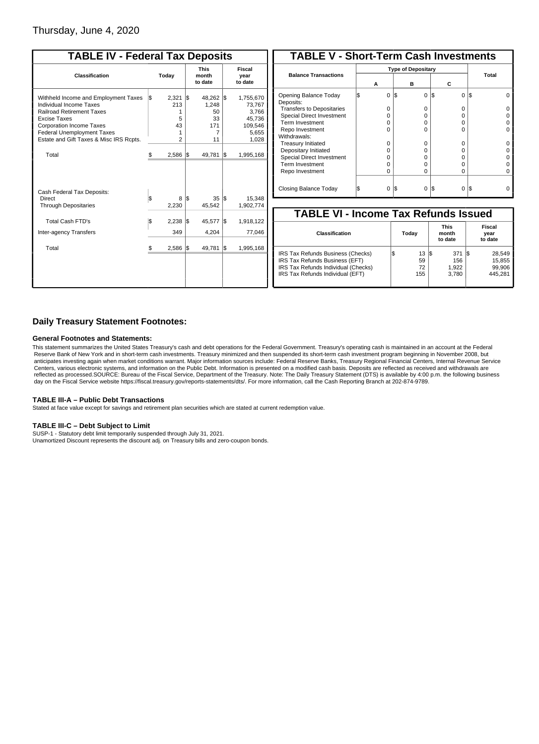Thursday, June 4, 2020

## TABLE IV - Federal Tax Deposits

| Classification | Today | This month to date | Fiscal year to date |
|---|---|---|---|
| Withheld Income and Employment Taxes | $ 2,321 | $ 48,262 | $ 1,755,670 |
| Individual Income Taxes | 213 | 1,248 | 73,767 |
| Railroad Retirement Taxes | 1 | 50 | 3,766 |
| Excise Taxes | 5 | 33 | 45,736 |
| Corporation Income Taxes | 43 | 171 | 109,546 |
| Federal Unemployment Taxes | 1 | 7 | 5,655 |
| Estate and Gift Taxes & Misc IRS Rcpts. | 2 | 11 | 1,028 |
| Total | $ 2,586 | $ 49,781 | $ 1,995,168 |
| Cash Federal Tax Deposits: | | | |
| Direct | $ 8 | $ 35 | $ 15,348 |
| Through Depositaries | 2,230 | 45,542 | 1,902,774 |
| Total Cash FTD's | $ 2,238 | $ 45,577 | $ 1,918,122 |
| Inter-agency Transfers | 349 | 4,204 | 77,046 |
| Total | $ 2,586 | $ 49,781 | $ 1,995,168 |

## TABLE V - Short-Term Cash Investments

| Balance Transactions | Type of Depositary | | | Total |
|---|---|---|---|---|
| | A | B | C | |
| Opening Balance Today | $ 0 | $ 0 | $ 0 | $ 0 |
| Deposits: | | | | |
| Transfers to Depositaries | 0 | 0 | 0 | 0 |
| Special Direct Investment | 0 | 0 | 0 | 0 |
| Term Investment | 0 | 0 | 0 | 0 |
| Repo Investment | 0 | 0 | 0 | 0 |
| Withdrawals: | | | | |
| Treasury Initiated | 0 | 0 | 0 | 0 |
| Depositary Initiated | 0 | 0 | 0 | 0 |
| Special Direct Investment | 0 | 0 | 0 | 0 |
| Term Investment | 0 | 0 | 0 | 0 |
| Repo Investment | 0 | 0 | 0 | 0 |
| Closing Balance Today | $ 0 | $ 0 | $ 0 | $ 0 |

## TABLE VI - Income Tax Refunds Issued

| Classification | Today | This month to date | Fiscal year to date |
|---|---|---|---|
| IRS Tax Refunds Business (Checks) | $ 13 | $ 371 | $ 28,549 |
| IRS Tax Refunds Business (EFT) | 59 | 156 | 15,855 |
| IRS Tax Refunds Individual (Checks) | 72 | 1,922 | 99,906 |
| IRS Tax Refunds Individual (EFT) | 155 | 3,780 | 445,281 |

## Daily Treasury Statement Footnotes:

### General Footnotes and Statements:

This statement summarizes the United States Treasury's cash and debt operations for the Federal Government. Treasury's operating cash is maintained in an account at the Federal Reserve Bank of New York and in short-term cash investments. Treasury minimized and then suspended its short-term cash investment program beginning in November 2008, but anticipates investing again when market conditions warrant. Major information sources include: Federal Reserve Banks, Treasury Regional Financial Centers, Internal Revenue Service Centers, various electronic systems, and information on the Public Debt. Information is presented on a modified cash basis. Deposits are reflected as received and withdrawals are reflected as processed.SOURCE: Bureau of the Fiscal Service, Department of the Treasury. Note: The Daily Treasury Statement (DTS) is available by 4:00 p.m. the following business day on the Fiscal Service website https://fiscal.treasury.gov/reports-statements/dts/. For more information, call the Cash Reporting Branch at 202-874-9789.

### TABLE III-A – Public Debt Transactions

Stated at face value except for savings and retirement plan securities which are stated at current redemption value.

### TABLE III-C – Debt Subject to Limit

SUSP-1 - Statutory debt limit temporarily suspended through July 31, 2021.
Unamortized Discount represents the discount adj. on Treasury bills and zero-coupon bonds.